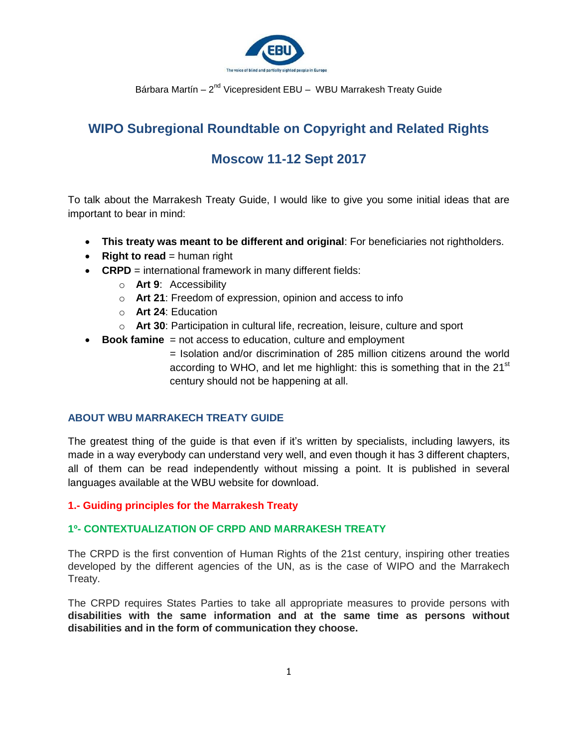Bárbara Martín – 2nd Vicepresident EBU – WBU Marrakesh Treaty Guide

# WIPO Subregional Roundtable on Copyright and Related Rights

# Moscow 11-12 Sept 2017

To talk about the Marrakesh Treaty Guide, I would like to give you some initial ideas that are important to bear in mind:

- **This treaty was meant to be different and original**: For beneficiaries not rightholders.
- **Right to read** = human right
- **CRPD** = international framework in many different fields:
  - **Art 9**: Accessibility
  - **Art 21**: Freedom of expression, opinion and access to info
  - **Art 24**: Education
  - **Art 30**: Participation in cultural life, recreation, leisure, culture and sport
- **Book famine** = not access to education, culture and employment
  = Isolation and/or discrimination of 285 million citizens around the world according to WHO, and let me highlight: this is something that in the 21st century should not be happening at all.

## ABOUT WBU MARRAKECH TREATY GUIDE

The greatest thing of the guide is that even if it's written by specialists, including lawyers, its made in a way everybody can understand very well, and even though it has 3 different chapters, all of them can be read independently without missing a point. It is published in several languages available at the WBU website for download.

### 1.- Guiding principles for the Marrakesh Treaty

#### 1º- CONTEXTUALIZATION OF CRPD AND MARRAKESH TREATY

The CRPD is the first convention of Human Rights of the 21st century, inspiring other treaties developed by the different agencies of the UN, as is the case of WIPO and the Marrakech Treaty.

The CRPD requires States Parties to take all appropriate measures to provide persons with **disabilities with the same information and at the same time as persons without disabilities and in the form of communication they choose.**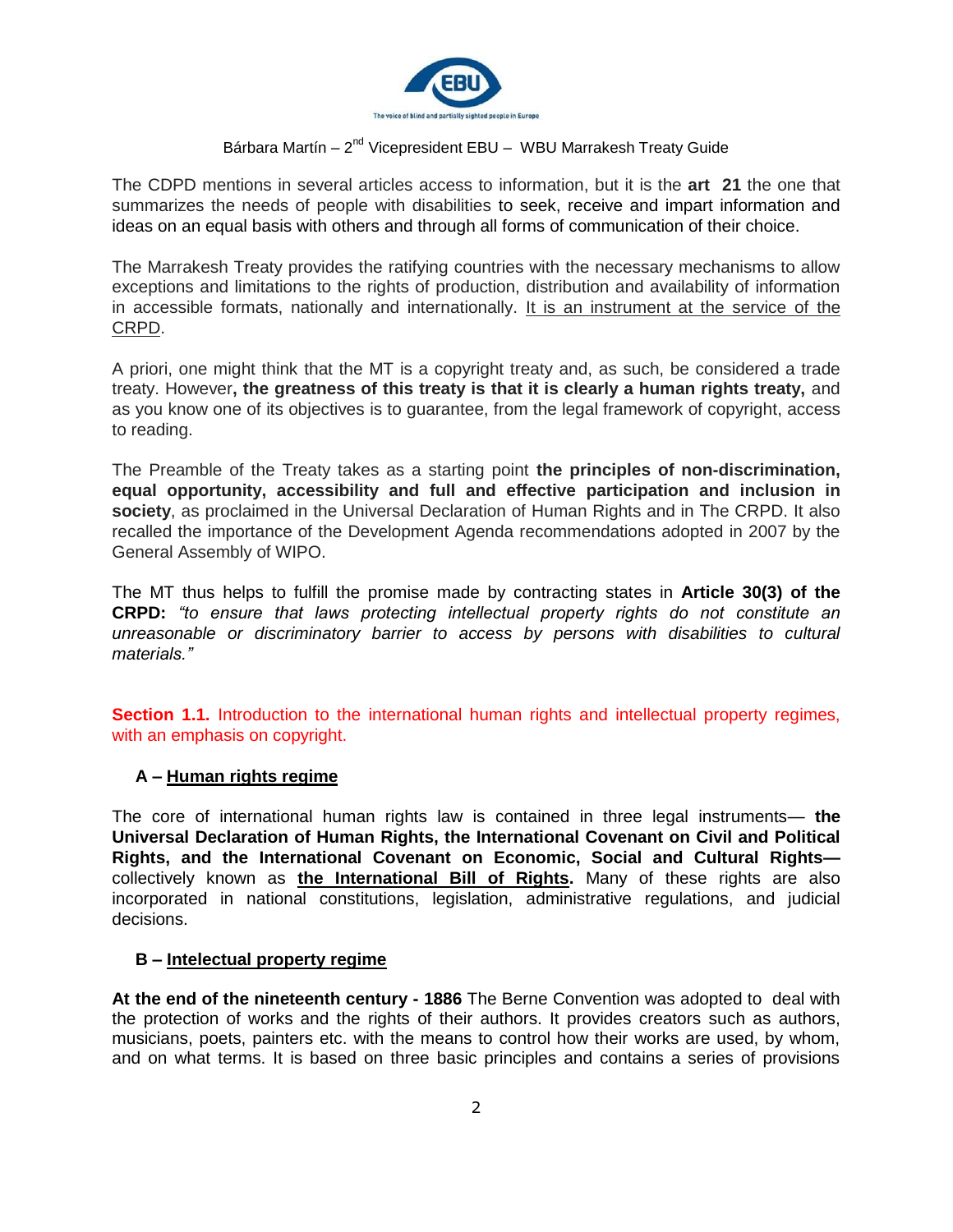The CDPD mentions in several articles access to information, but it is the **art 21** the one that summarizes the needs of people with disabilities to seek, receive and impart information and ideas on an equal basis with others and through all forms of communication of their choice.

The Marrakesh Treaty provides the ratifying countries with the necessary mechanisms to allow exceptions and limitations to the rights of production, distribution and availability of information in accessible formats, nationally and internationally. <u>It is an instrument at the service of the CRPD</u>.

A priori, one might think that the MT is a copyright treaty and, as such, be considered a trade treaty. However**, the greatness of this treaty is that it is clearly a human rights treaty,** and as you know one of its objectives is to guarantee, from the legal framework of copyright, access to reading.

The Preamble of the Treaty takes as a starting point **the principles of non-discrimination, equal opportunity, accessibility and full and effective participation and inclusion in society**, as proclaimed in the Universal Declaration of Human Rights and in The CRPD. It also recalled the importance of the Development Agenda recommendations adopted in 2007 by the General Assembly of WIPO.

The MT thus helps to fulfill the promise made by contracting states in **Article 30(3) of the CRPD:** *"to ensure that laws protecting intellectual property rights do not constitute an unreasonable or discriminatory barrier to access by persons with disabilities to cultural materials."*

## **Section 1.1.** Introduction to the international human rights and intellectual property regimes, with an emphasis on copyright.

### A – <u>Human rights regime</u>

The core of international human rights law is contained in three legal instruments— **the Universal Declaration of Human Rights, the International Covenant on Civil and Political Rights, and the International Covenant on Economic, Social and Cultural Rights—** collectively known as **<u>the International Bill of Rights</u>.** Many of these rights are also incorporated in national constitutions, legislation, administrative regulations, and judicial decisions.

### B – <u>Intelectual property regime</u>

**At the end of the nineteenth century - 1886** The Berne Convention was adopted to deal with the protection of works and the rights of their authors. It provides creators such as authors, musicians, poets, painters etc. with the means to control how their works are used, by whom, and on what terms. It is based on three basic principles and contains a series of provisions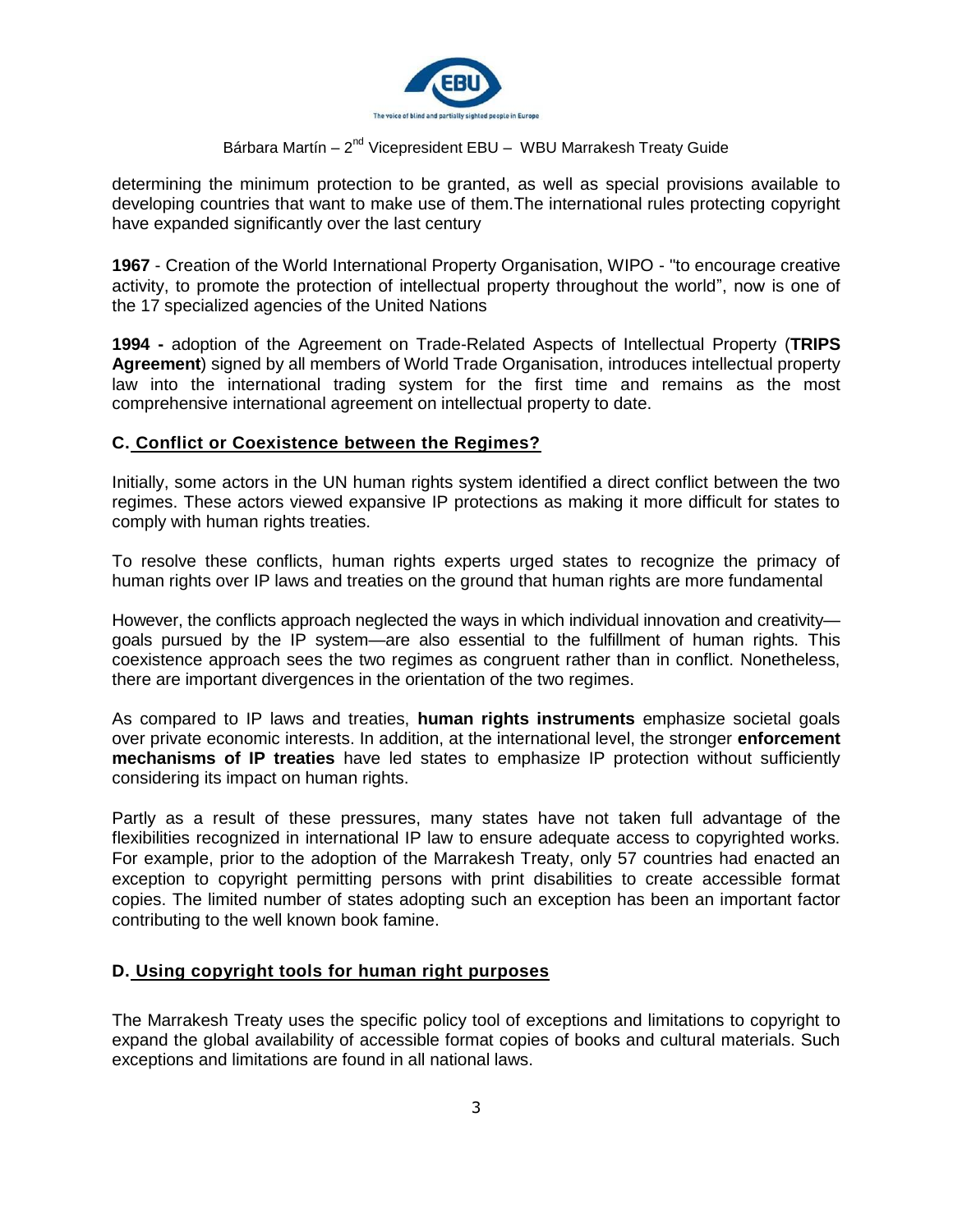determining the minimum protection to be granted, as well as special provisions available to developing countries that want to make use of them.The international rules protecting copyright have expanded significantly over the last century

**1967** - Creation of the World International Property Organisation, WIPO - "to encourage creative activity, to promote the protection of intellectual property throughout the world", now is one of the 17 specialized agencies of the United Nations

**1994 -** adoption of the Agreement on Trade-Related Aspects of Intellectual Property (**TRIPS Agreement**) signed by all members of World Trade Organisation, introduces intellectual property law into the international trading system for the first time and remains as the most comprehensive international agreement on intellectual property to date.

## C. Conflict or Coexistence between the Regimes?

Initially, some actors in the UN human rights system identified a direct conflict between the two regimes. These actors viewed expansive IP protections as making it more difficult for states to comply with human rights treaties.

To resolve these conflicts, human rights experts urged states to recognize the primacy of human rights over IP laws and treaties on the ground that human rights are more fundamental

However, the conflicts approach neglected the ways in which individual innovation and creativity—goals pursued by the IP system—are also essential to the fulfillment of human rights. This coexistence approach sees the two regimes as congruent rather than in conflict. Nonetheless, there are important divergences in the orientation of the two regimes.

As compared to IP laws and treaties, **human rights instruments** emphasize societal goals over private economic interests. In addition, at the international level, the stronger **enforcement mechanisms of IP treaties** have led states to emphasize IP protection without sufficiently considering its impact on human rights.

Partly as a result of these pressures, many states have not taken full advantage of the flexibilities recognized in international IP law to ensure adequate access to copyrighted works. For example, prior to the adoption of the Marrakesh Treaty, only 57 countries had enacted an exception to copyright permitting persons with print disabilities to create accessible format copies. The limited number of states adopting such an exception has been an important factor contributing to the well known book famine.

## D. Using copyright tools for human right purposes

The Marrakesh Treaty uses the specific policy tool of exceptions and limitations to copyright to expand the global availability of accessible format copies of books and cultural materials. Such exceptions and limitations are found in all national laws.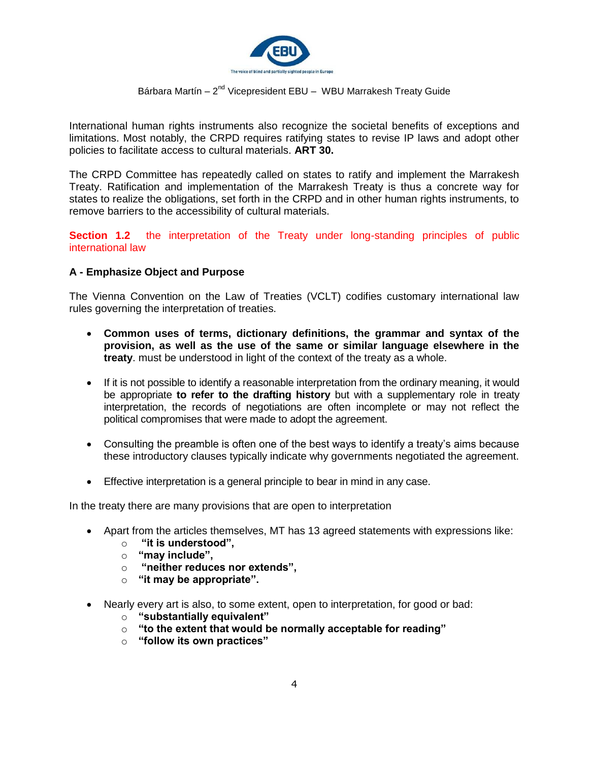International human rights instruments also recognize the societal benefits of exceptions and limitations. Most notably, the CRPD requires ratifying states to revise IP laws and adopt other policies to facilitate access to cultural materials. **ART 30.**

The CRPD Committee has repeatedly called on states to ratify and implement the Marrakesh Treaty. Ratification and implementation of the Marrakesh Treaty is thus a concrete way for states to realize the obligations, set forth in the CRPD and in other human rights instruments, to remove barriers to the accessibility of cultural materials.

## **Section 1.2** the interpretation of the Treaty under long-standing principles of public international law

### A - Emphasize Object and Purpose

The Vienna Convention on the Law of Treaties (VCLT) codifies customary international law rules governing the interpretation of treaties.

- **Common uses of terms, dictionary definitions, the grammar and syntax of the provision, as well as the use of the same or similar language elsewhere in the treaty**. must be understood in light of the context of the treaty as a whole.

- If it is not possible to identify a reasonable interpretation from the ordinary meaning, it would be appropriate **to refer to the drafting history** but with a supplementary role in treaty interpretation, the records of negotiations are often incomplete or may not reflect the political compromises that were made to adopt the agreement.

- Consulting the preamble is often one of the best ways to identify a treaty's aims because these introductory clauses typically indicate why governments negotiated the agreement.

- Effective interpretation is a general principle to bear in mind in any case.

In the treaty there are many provisions that are open to interpretation

- Apart from the articles themselves, MT has 13 agreed statements with expressions like:
  - **"it is understood",**
  - **"may include",**
  - **"neither reduces nor extends",**
  - **"it may be appropriate".**

- Nearly every art is also, to some extent, open to interpretation, for good or bad:
  - **"substantially equivalent"**
  - **"to the extent that would be normally acceptable for reading"**
  - **"follow its own practices"**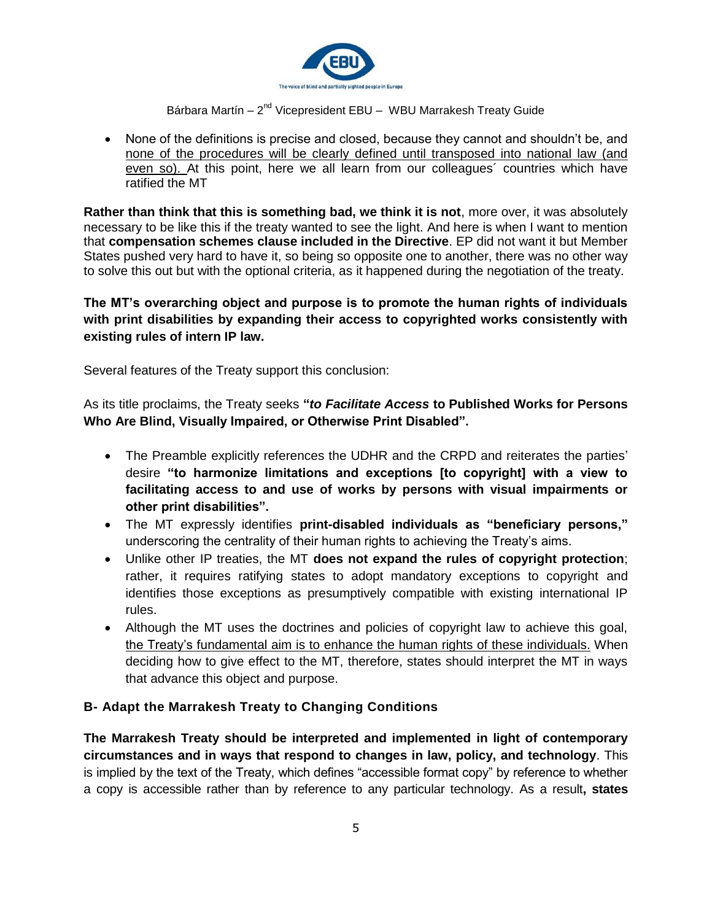- None of the definitions is precise and closed, because they cannot and shouldn't be, and none of the procedures will be clearly defined until transposed into national law (and even so). At this point, here we all learn from our colleagues´ countries which have ratified the MT

**Rather than think that this is something bad, we think it is not**, more over, it was absolutely necessary to be like this if the treaty wanted to see the light. And here is when I want to mention that **compensation schemes clause included in the Directive**. EP did not want it but Member States pushed very hard to have it, so being so opposite one to another, there was no other way to solve this out but with the optional criteria, as it happened during the negotiation of the treaty.

**The MT's overarching object and purpose is to promote the human rights of individuals with print disabilities by expanding their access to copyrighted works consistently with existing rules of intern IP law.**

Several features of the Treaty support this conclusion:

As its title proclaims, the Treaty seeks **"*to Facilitate Access* to Published Works for Persons Who Are Blind, Visually Impaired, or Otherwise Print Disabled".**

- The Preamble explicitly references the UDHR and the CRPD and reiterates the parties' desire **"to harmonize limitations and exceptions [to copyright] with a view to facilitating access to and use of works by persons with visual impairments or other print disabilities".**
- The MT expressly identifies **print-disabled individuals as "beneficiary persons,"** underscoring the centrality of their human rights to achieving the Treaty's aims.
- Unlike other IP treaties, the MT **does not expand the rules of copyright protection**; rather, it requires ratifying states to adopt mandatory exceptions to copyright and identifies those exceptions as presumptively compatible with existing international IP rules.
- Although the MT uses the doctrines and policies of copyright law to achieve this goal, the Treaty's fundamental aim is to enhance the human rights of these individuals. When deciding how to give effect to the MT, therefore, states should interpret the MT in ways that advance this object and purpose.

### B- Adapt the Marrakesh Treaty to Changing Conditions

**The Marrakesh Treaty should be interpreted and implemented in light of contemporary circumstances and in ways that respond to changes in law, policy, and technology**. This is implied by the text of the Treaty, which defines "accessible format copy" by reference to whether a copy is accessible rather than by reference to any particular technology. As a result**, states**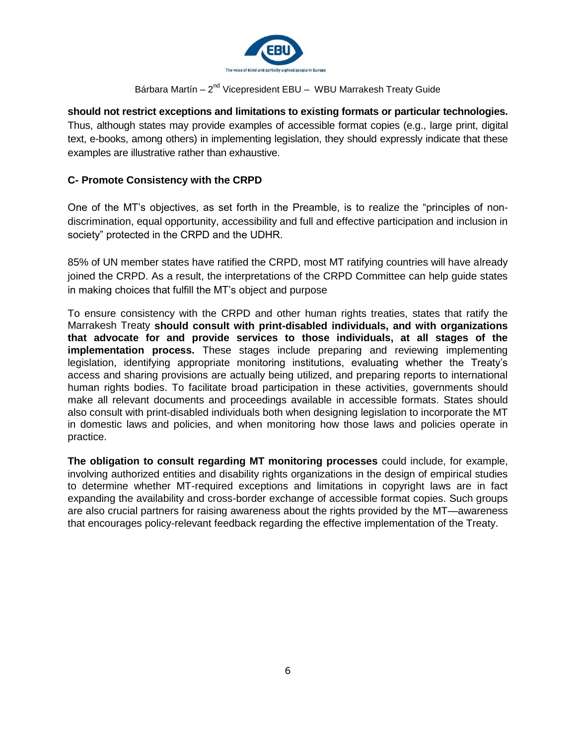**should not restrict exceptions and limitations to existing formats or particular technologies.** Thus, although states may provide examples of accessible format copies (e.g., large print, digital text, e-books, among others) in implementing legislation, they should expressly indicate that these examples are illustrative rather than exhaustive.

### C- Promote Consistency with the CRPD

One of the MT's objectives, as set forth in the Preamble, is to realize the "principles of non-discrimination, equal opportunity, accessibility and full and effective participation and inclusion in society" protected in the CRPD and the UDHR.

85% of UN member states have ratified the CRPD, most MT ratifying countries will have already joined the CRPD. As a result, the interpretations of the CRPD Committee can help guide states in making choices that fulfill the MT's object and purpose

To ensure consistency with the CRPD and other human rights treaties, states that ratify the Marrakesh Treaty **should consult with print-disabled individuals, and with organizations that advocate for and provide services to those individuals, at all stages of the implementation process.** These stages include preparing and reviewing implementing legislation, identifying appropriate monitoring institutions, evaluating whether the Treaty's access and sharing provisions are actually being utilized, and preparing reports to international human rights bodies. To facilitate broad participation in these activities, governments should make all relevant documents and proceedings available in accessible formats. States should also consult with print-disabled individuals both when designing legislation to incorporate the MT in domestic laws and policies, and when monitoring how those laws and policies operate in practice.

**The obligation to consult regarding MT monitoring processes** could include, for example, involving authorized entities and disability rights organizations in the design of empirical studies to determine whether MT-required exceptions and limitations in copyright laws are in fact expanding the availability and cross-border exchange of accessible format copies. Such groups are also crucial partners for raising awareness about the rights provided by the MT—awareness that encourages policy-relevant feedback regarding the effective implementation of the Treaty.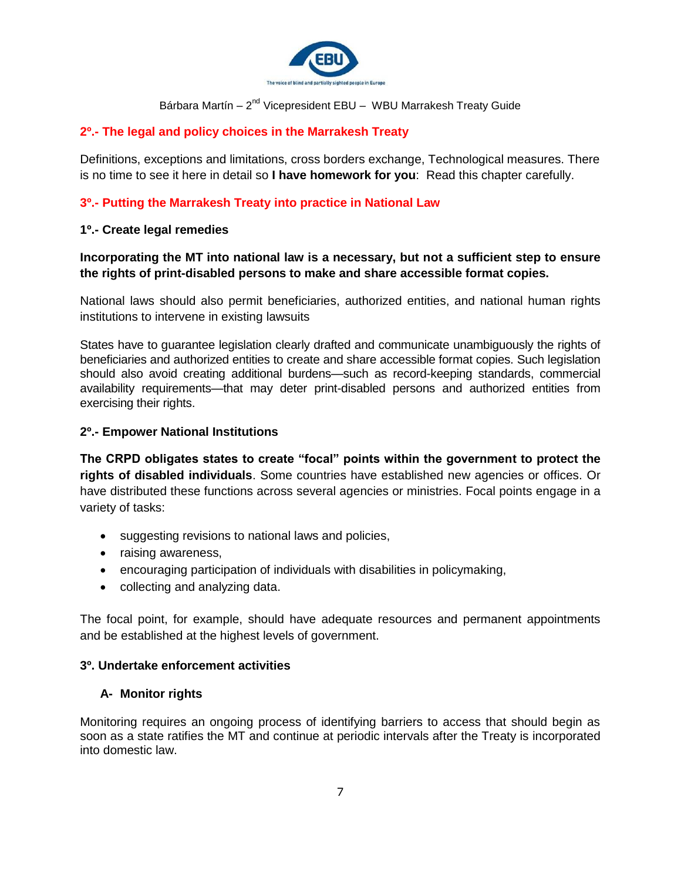## 2º.- The legal and policy choices in the Marrakesh Treaty

Definitions, exceptions and limitations, cross borders exchange, Technological measures. There is no time to see it here in detail so **I have homework for you**: Read this chapter carefully.

## 3º.- Putting the Marrakesh Treaty into practice in National Law

### 1º.- Create legal remedies

**Incorporating the MT into national law is a necessary, but not a sufficient step to ensure the rights of print-disabled persons to make and share accessible format copies.**

National laws should also permit beneficiaries, authorized entities, and national human rights institutions to intervene in existing lawsuits

States have to guarantee legislation clearly drafted and communicate unambiguously the rights of beneficiaries and authorized entities to create and share accessible format copies. Such legislation should also avoid creating additional burdens—such as record-keeping standards, commercial availability requirements—that may deter print-disabled persons and authorized entities from exercising their rights.

### 2º.- Empower National Institutions

**The CRPD obligates states to create "focal" points within the government to protect the rights of disabled individuals**. Some countries have established new agencies or offices. Or have distributed these functions across several agencies or ministries. Focal points engage in a variety of tasks:

- suggesting revisions to national laws and policies,
- raising awareness,
- encouraging participation of individuals with disabilities in policymaking,
- collecting and analyzing data.

The focal point, for example, should have adequate resources and permanent appointments and be established at the highest levels of government.

### 3º. Undertake enforcement activities

#### A- Monitor rights

Monitoring requires an ongoing process of identifying barriers to access that should begin as soon as a state ratifies the MT and continue at periodic intervals after the Treaty is incorporated into domestic law.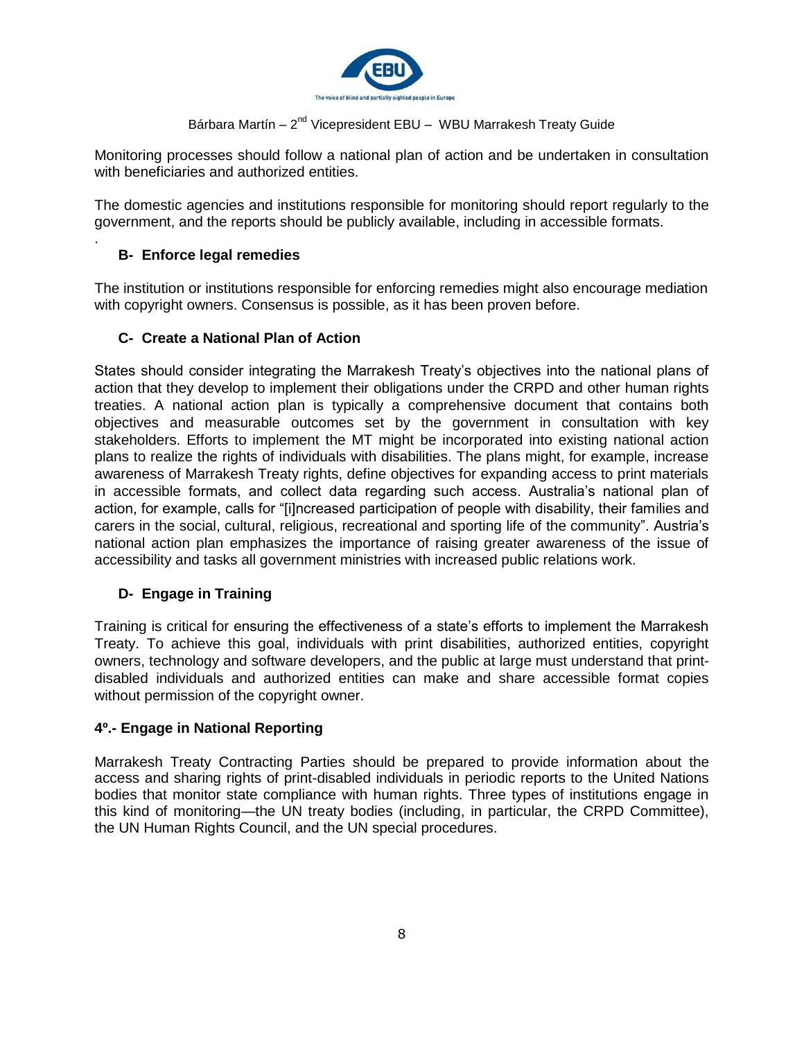Monitoring processes should follow a national plan of action and be undertaken in consultation with beneficiaries and authorized entities.

The domestic agencies and institutions responsible for monitoring should report regularly to the government, and the reports should be publicly available, including in accessible formats.

.

### B- Enforce legal remedies

The institution or institutions responsible for enforcing remedies might also encourage mediation with copyright owners. Consensus is possible, as it has been proven before.

### C- Create a National Plan of Action

States should consider integrating the Marrakesh Treaty's objectives into the national plans of action that they develop to implement their obligations under the CRPD and other human rights treaties. A national action plan is typically a comprehensive document that contains both objectives and measurable outcomes set by the government in consultation with key stakeholders. Efforts to implement the MT might be incorporated into existing national action plans to realize the rights of individuals with disabilities. The plans might, for example, increase awareness of Marrakesh Treaty rights, define objectives for expanding access to print materials in accessible formats, and collect data regarding such access. Australia's national plan of action, for example, calls for "[i]ncreased participation of people with disability, their families and carers in the social, cultural, religious, recreational and sporting life of the community". Austria's national action plan emphasizes the importance of raising greater awareness of the issue of accessibility and tasks all government ministries with increased public relations work.

### D- Engage in Training

Training is critical for ensuring the effectiveness of a state's efforts to implement the Marrakesh Treaty. To achieve this goal, individuals with print disabilities, authorized entities, copyright owners, technology and software developers, and the public at large must understand that print-disabled individuals and authorized entities can make and share accessible format copies without permission of the copyright owner.

## 4º.- Engage in National Reporting

Marrakesh Treaty Contracting Parties should be prepared to provide information about the access and sharing rights of print-disabled individuals in periodic reports to the United Nations bodies that monitor state compliance with human rights. Three types of institutions engage in this kind of monitoring—the UN treaty bodies (including, in particular, the CRPD Committee), the UN Human Rights Council, and the UN special procedures.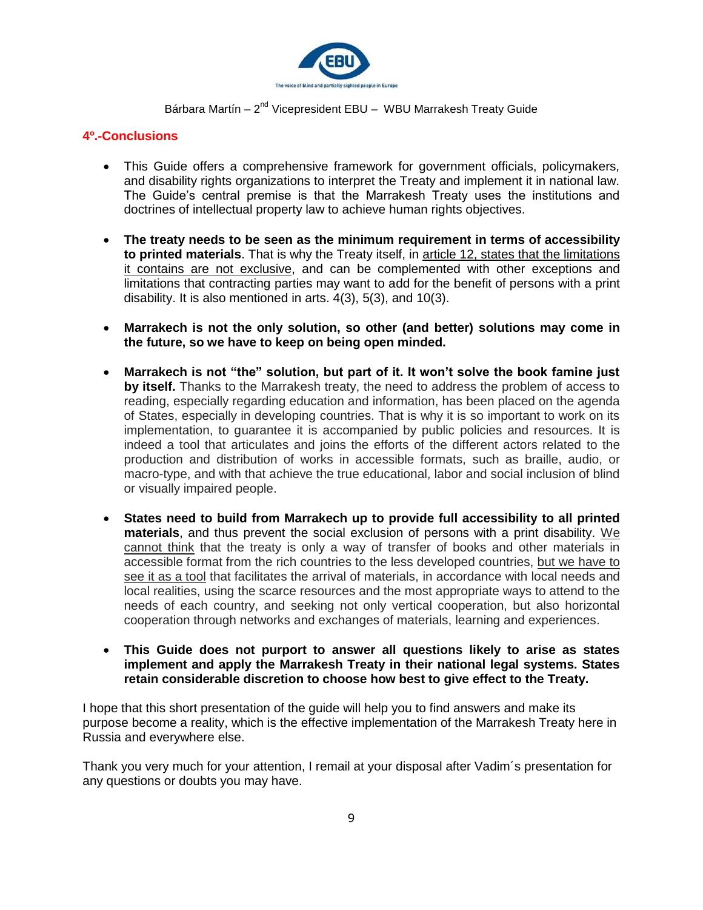## 4º.-Conclusions

- This Guide offers a comprehensive framework for government officials, policymakers, and disability rights organizations to interpret the Treaty and implement it in national law. The Guide's central premise is that the Marrakesh Treaty uses the institutions and doctrines of intellectual property law to achieve human rights objectives.

- **The treaty needs to be seen as the minimum requirement in terms of accessibility to printed materials**. That is why the Treaty itself, in article 12, states that the limitations it contains are not exclusive, and can be complemented with other exceptions and limitations that contracting parties may want to add for the benefit of persons with a print disability. It is also mentioned in arts. 4(3), 5(3), and 10(3).

- **Marrakech is not the only solution, so other (and better) solutions may come in the future, so we have to keep on being open minded.**

- **Marrakech is not "the" solution, but part of it. It won't solve the book famine just by itself.** Thanks to the Marrakesh treaty, the need to address the problem of access to reading, especially regarding education and information, has been placed on the agenda of States, especially in developing countries. That is why it is so important to work on its implementation, to guarantee it is accompanied by public policies and resources. It is indeed a tool that articulates and joins the efforts of the different actors related to the production and distribution of works in accessible formats, such as braille, audio, or macro-type, and with that achieve the true educational, labor and social inclusion of blind or visually impaired people.

- **States need to build from Marrakech up to provide full accessibility to all printed materials**, and thus prevent the social exclusion of persons with a print disability. We cannot think that the treaty is only a way of transfer of books and other materials in accessible format from the rich countries to the less developed countries, but we have to see it as a tool that facilitates the arrival of materials, in accordance with local needs and local realities, using the scarce resources and the most appropriate ways to attend to the needs of each country, and seeking not only vertical cooperation, but also horizontal cooperation through networks and exchanges of materials, learning and experiences.

- **This Guide does not purport to answer all questions likely to arise as states implement and apply the Marrakesh Treaty in their national legal systems. States retain considerable discretion to choose how best to give effect to the Treaty.**

I hope that this short presentation of the guide will help you to find answers and make its purpose become a reality, which is the effective implementation of the Marrakesh Treaty here in Russia and everywhere else.

Thank you very much for your attention, I remail at your disposal after Vadim´s presentation for any questions or doubts you may have.